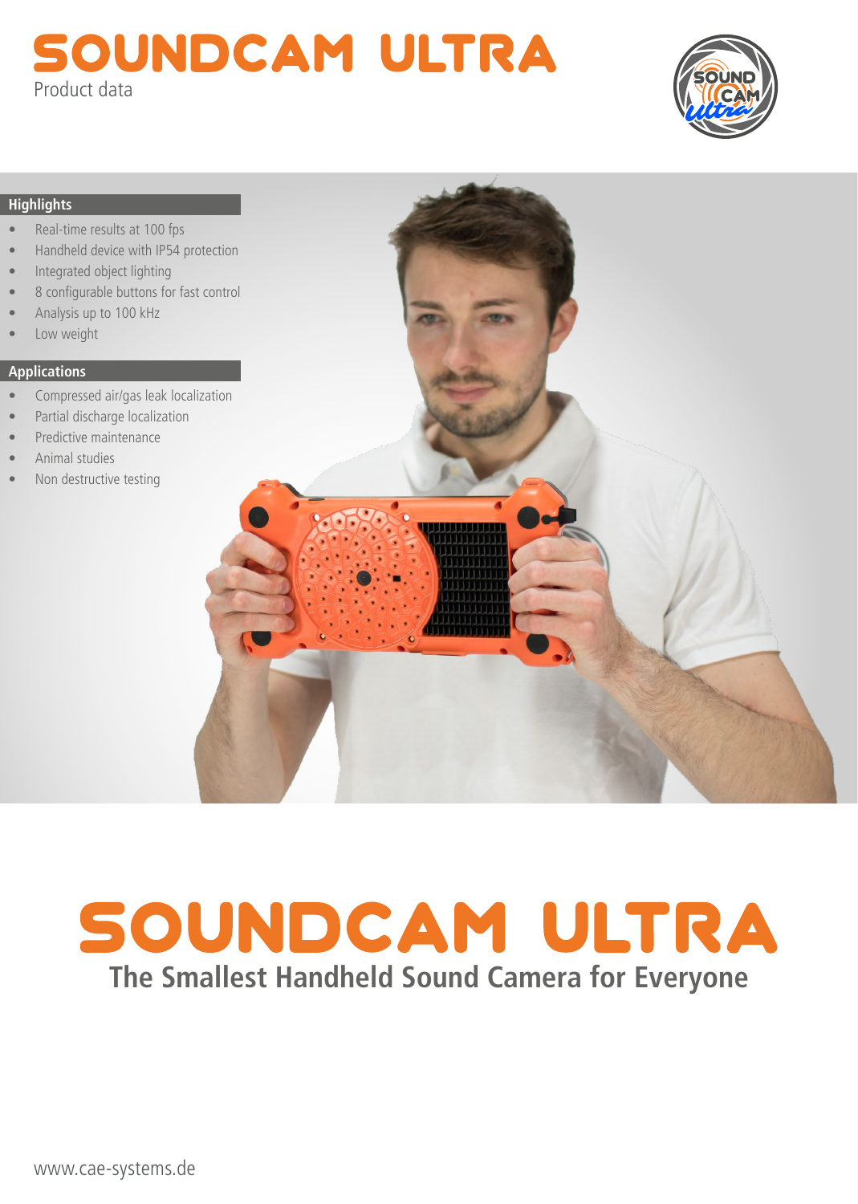# SOUNDCAM ULTRA

Product data

## Highlights

- Real-time results at 100 fps
- Handheld device with IP54 protection
- Integrated object lighting
- 8 configurable buttons for fast control
- Analysis up to 100 kHz
- Low weight

## Applications

- Compressed air/gas leak localization
- Partial discharge localization
- Predictive maintenance
- Animal studies
- Non destructive testing

# SOUNDCAM ULTRA

**The Smallest Handheld Sound Camera for Everyone**

www.cae-systems.de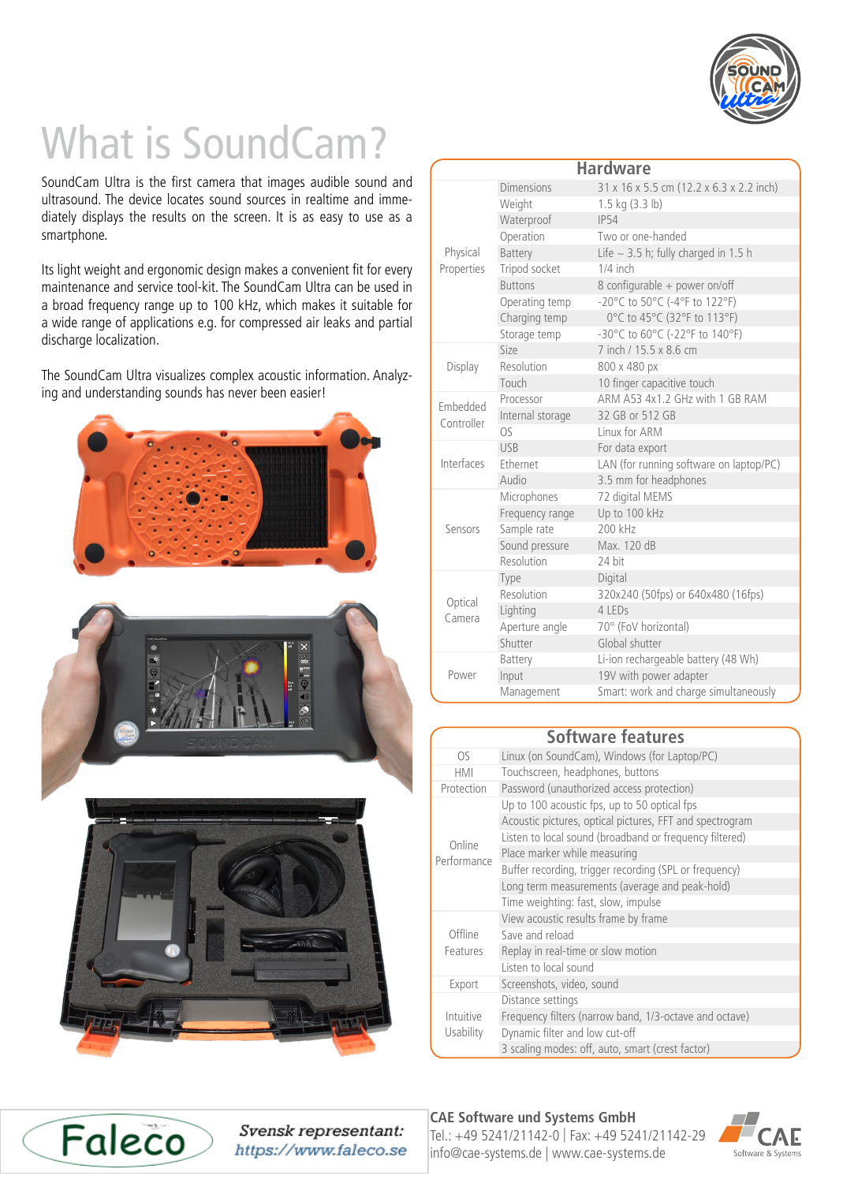# What is SoundCam?

SoundCam Ultra is the first camera that images audible sound and ultrasound. The device locates sound sources in realtime and immediately displays the results on the screen. It is as easy to use as a smartphone.

Its light weight and ergonomic design makes a convenient fit for every maintenance and service tool-kit. The SoundCam Ultra can be used in a broad frequency range up to 100 kHz, which makes it suitable for a wide range of applications e.g. for compressed air leaks and partial discharge localization.

The SoundCam Ultra visualizes complex acoustic information. Analyzing and understanding sounds has never been easier!

| Hardware | | |
|---|---|---|
| Physical Properties | Dimensions | 31 x 16 x 5.5 cm (12.2 x 6.3 x 2.2 inch) |
| | Weight | 1.5 kg (3.3 lb) |
| | Waterproof | IP54 |
| | Operation | Two or one-handed |
| | Battery | Life ~ 3.5 h; fully charged in 1.5 h |
| | Tripod socket | 1/4 inch |
| | Buttons | 8 configurable + power on/off |
| | Operating temp | -20°C to 50°C (-4°F to 122°F) |
| | Charging temp | 0°C to 45°C (32°F to 113°F) |
| | Storage temp | -30°C to 60°C (-22°F to 140°F) |
| Display | Size | 7 inch / 15.5 x 8.6 cm |
| | Resolution | 800 x 480 px |
| | Touch | 10 finger capacitive touch |
| Embedded Controller | Processor | ARM A53 4x1.2 GHz with 1 GB RAM |
| | Internal storage | 32 GB or 512 GB |
| | OS | Linux for ARM |
| Interfaces | USB | For data export |
| | Ethernet | LAN (for running software on laptop/PC) |
| | Audio | 3.5 mm for headphones |
| Sensors | Microphones | 72 digital MEMS |
| | Frequency range | Up to 100 kHz |
| | Sample rate | 200 kHz |
| | Sound pressure | Max. 120 dB |
| | Resolution | 24 bit |
| Optical Camera | Type | Digital |
| | Resolution | 320x240 (50fps) or 640x480 (16fps) |
| | Lighting | 4 LEDs |
| | Aperture angle | 70° (FoV horizontal) |
| | Shutter | Global shutter |
| Power | Battery | Li-ion rechargeable battery (48 Wh) |
| | Input | 19V with power adapter |
| | Management | Smart: work and charge simultaneously |

| Software features | |
|---|---|
| OS | Linux (on SoundCam), Windows (for Laptop/PC) |
| HMI | Touchscreen, headphones, buttons |
| Protection | Password (unauthorized access protection) |
| Online Performance | Up to 100 acoustic fps, up to 50 optical fps |
| | Acoustic pictures, optical pictures, FFT and spectrogram |
| | Listen to local sound (broadband or frequency filtered) |
| | Place marker while measuring |
| | Buffer recording, trigger recording (SPL or frequency) |
| | Long term measurements (average and peak-hold) |
| | Time weighting: fast, slow, impulse |
| Offline Features | View acoustic results frame by frame |
| | Save and reload |
| | Replay in real-time or slow motion |
| | Listen to local sound |
| Export | Screenshots, video, sound |
| Intuitive Usability | Distance settings |
| | Frequency filters (narrow band, 1/3-octave and octave) |
| | Dynamic filter and low cut-off |
| | 3 scaling modes: off, auto, smart (crest factor) |

Faleco

*Svensk representant:*
*https://www.faleco.se*

**CAE Software und Systems GmbH**
Tel.: +49 5241/21142-0 | Fax: +49 5241/21142-29
info@cae-systems.de | www.cae-systems.de